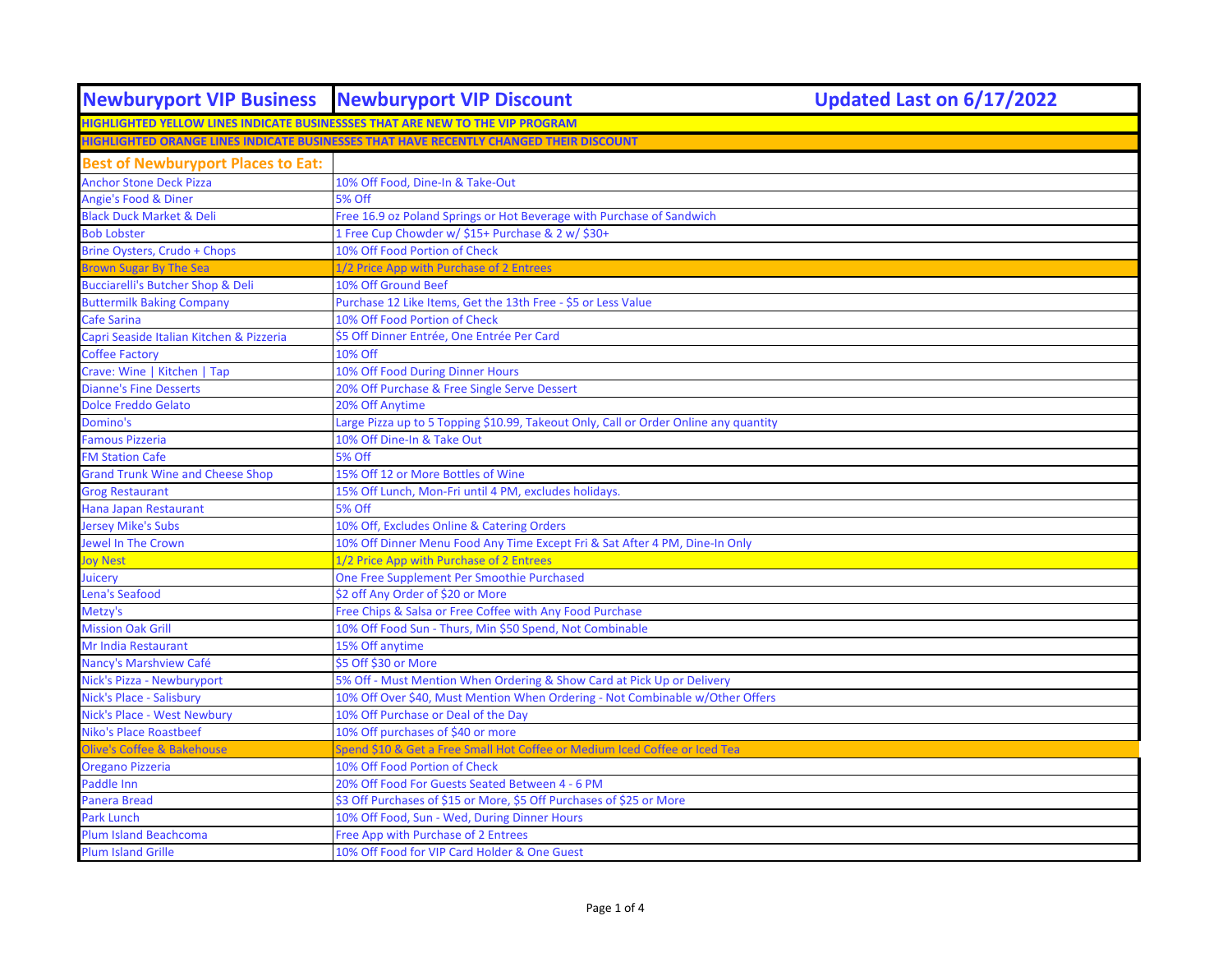| Newburyport VIP Business | Newburyport VIP Discount — Updated Last on 6/17/2022 |
|---|---|
| HIGHLIGHTED YELLOW LINES INDICATE BUSINESSSES THAT ARE NEW TO THE VIP PROGRAM | |
| HIGHLIGHTED ORANGE LINES INDICATE BUSINESSES THAT HAVE RECENTLY CHANGED THEIR DISCOUNT | |
| **Best of Newburyport Places to Eat:** | |
| Anchor Stone Deck Pizza | 10% Off Food, Dine-In & Take-Out |
| Angie's Food & Diner | 5% Off |
| Black Duck Market & Deli | Free 16.9 oz Poland Springs or Hot Beverage with Purchase of Sandwich |
| Bob Lobster | 1 Free Cup Chowder w/ $15+ Purchase & 2 w/ $30+ |
| Brine Oysters, Crudo + Chops | 10% Off Food Portion of Check |
| Brown Sugar By The Sea | 1/2 Price App with Purchase of 2 Entrees |
| Bucciarelli's Butcher Shop & Deli | 10% Off Ground Beef |
| Buttermilk Baking Company | Purchase 12 Like Items, Get the 13th Free - $5 or Less Value |
| Cafe Sarina | 10% Off Food Portion of Check |
| Capri Seaside Italian Kitchen & Pizzeria | $5 Off Dinner Entrée, One Entrée Per Card |
| Coffee Factory | 10% Off |
| Crave: Wine \| Kitchen \| Tap | 10% Off Food During Dinner Hours |
| Dianne's Fine Desserts | 20% Off Purchase & Free Single Serve Dessert |
| Dolce Freddo Gelato | 20% Off Anytime |
| Domino's | Large Pizza up to 5 Topping $10.99, Takeout Only, Call or Order Online any quantity |
| Famous Pizzeria | 10% Off Dine-In & Take Out |
| FM Station Cafe | 5% Off |
| Grand Trunk Wine and Cheese Shop | 15% Off 12 or More Bottles of Wine |
| Grog Restaurant | 15% Off Lunch, Mon-Fri until 4 PM, excludes holidays. |
| Hana Japan Restaurant | 5% Off |
| Jersey Mike's Subs | 10% Off, Excludes Online & Catering Orders |
| Jewel In The Crown | 10% Off Dinner Menu Food Any Time Except Fri & Sat After 4 PM, Dine-In Only |
| Joy Nest | 1/2 Price App with Purchase of 2 Entrees |
| Juicery | One Free Supplement Per Smoothie Purchased |
| Lena's Seafood | $2 off Any Order of $20 or More |
| Metzy's | Free Chips & Salsa or Free Coffee with Any Food Purchase |
| Mission Oak Grill | 10% Off Food Sun - Thurs, Min $50 Spend, Not Combinable |
| Mr India Restaurant | 15% Off anytime |
| Nancy's Marshview Café | $5 Off $30 or More |
| Nick's Pizza - Newburyport | 5% Off - Must Mention When Ordering & Show Card at Pick Up or Delivery |
| Nick's Place - Salisbury | 10% Off Over $40, Must Mention When Ordering - Not Combinable w/Other Offers |
| Nick's Place - West Newbury | 10% Off Purchase or Deal of the Day |
| Niko's Place Roastbeef | 10% Off purchases of $40 or more |
| Olive's Coffee & Bakehouse | Spend $10 & Get a Free Small Hot Coffee or Medium Iced Coffee or Iced Tea |
| Oregano Pizzeria | 10% Off Food Portion of Check |
| Paddle Inn | 20% Off Food For Guests Seated Between 4 - 6 PM |
| Panera Bread | $3 Off Purchases of $15 or More, $5 Off Purchases of $25 or More |
| Park Lunch | 10% Off Food, Sun - Wed, During Dinner Hours |
| Plum Island Beachcoma | Free App with Purchase of 2 Entrees |
| Plum Island Grille | 10% Off Food for VIP Card Holder & One Guest |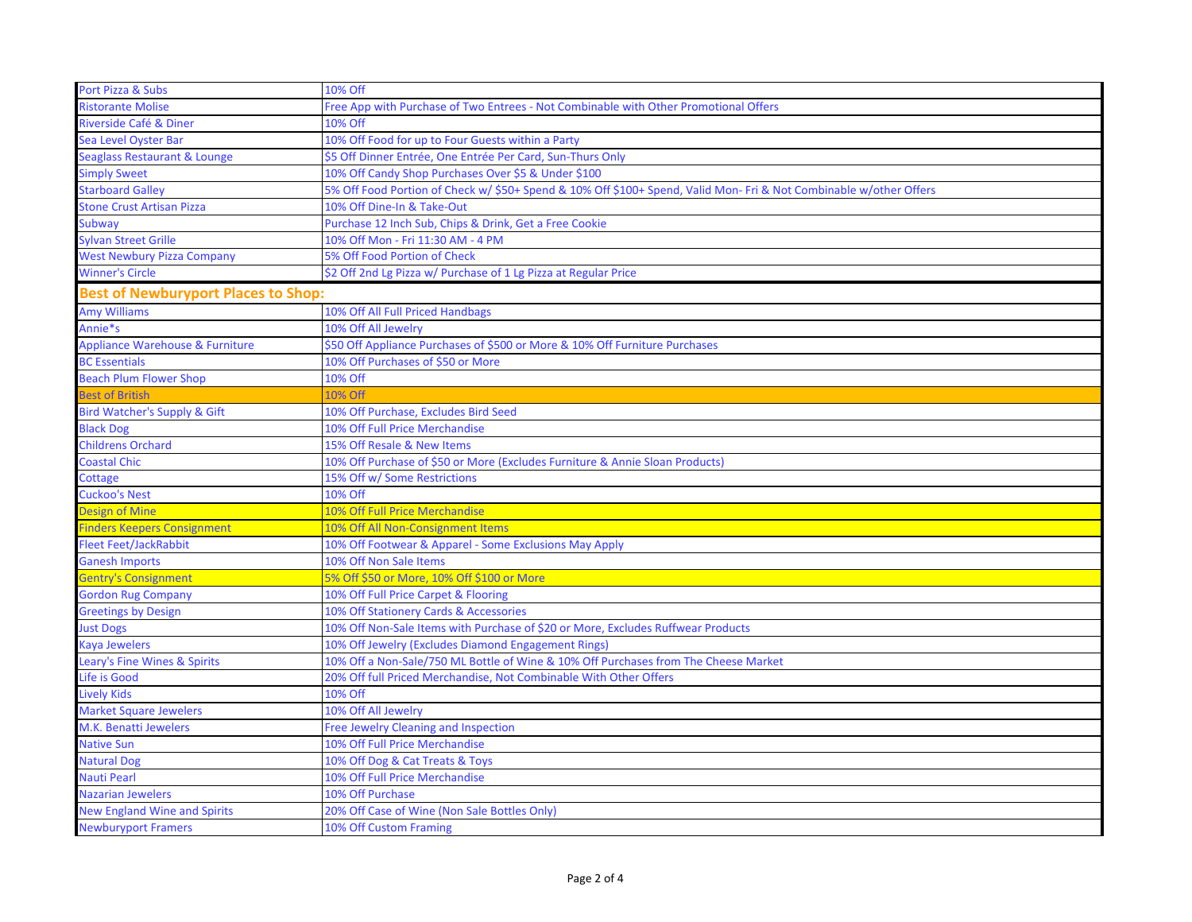| | |
|---|---|
| Port Pizza & Subs | 10% Off |
| Ristorante Molise | Free App with Purchase of Two Entrees - Not Combinable with Other Promotional Offers |
| Riverside Café & Diner | 10% Off |
| Sea Level Oyster Bar | 10% Off Food for up to Four Guests within a Party |
| Seaglass Restaurant & Lounge | $5 Off Dinner Entrée, One Entrée Per Card, Sun-Thurs Only |
| Simply Sweet | 10% Off Candy Shop Purchases Over $5 & Under $100 |
| Starboard Galley | 5% Off Food Portion of Check w/ $50+ Spend & 10% Off $100+ Spend, Valid Mon- Fri & Not Combinable w/other Offers |
| Stone Crust Artisan Pizza | 10% Off Dine-In & Take-Out |
| Subway | Purchase 12 Inch Sub, Chips & Drink, Get a Free Cookie |
| Sylvan Street Grille | 10% Off Mon - Fri 11:30 AM - 4 PM |
| West Newbury Pizza Company | 5% Off Food Portion of Check |
| Winner's Circle | $2 Off 2nd Lg Pizza w/ Purchase of 1 Lg Pizza at Regular Price |
| **Best of Newburyport Places to Shop:** | |
| Amy Williams | 10% Off All Full Priced Handbags |
| Annie*s | 10% Off All Jewelry |
| Appliance Warehouse & Furniture | $50 Off Appliance Purchases of $500 or More & 10% Off Furniture Purchases |
| BC Essentials | 10% Off Purchases of $50 or More |
| Beach Plum Flower Shop | 10% Off |
| Best of British | 10% Off |
| Bird Watcher's Supply & Gift | 10% Off Purchase, Excludes Bird Seed |
| Black Dog | 10% Off Full Price Merchandise |
| Childrens Orchard | 15% Off Resale & New Items |
| Coastal Chic | 10% Off Purchase of $50 or More (Excludes Furniture & Annie Sloan Products) |
| Cottage | 15% Off w/ Some Restrictions |
| Cuckoo's Nest | 10% Off |
| Design of Mine | 10% Off Full Price Merchandise |
| Finders Keepers Consignment | 10% Off All Non-Consignment Items |
| Fleet Feet/JackRabbit | 10% Off Footwear & Apparel - Some Exclusions May Apply |
| Ganesh Imports | 10% Off Non Sale Items |
| Gentry's Consignment | 5% Off $50 or More, 10% Off $100 or More |
| Gordon Rug Company | 10% Off Full Price Carpet & Flooring |
| Greetings by Design | 10% Off Stationery Cards & Accessories |
| Just Dogs | 10% Off Non-Sale Items with Purchase of $20 or More, Excludes Ruffwear Products |
| Kaya Jewelers | 10% Off Jewelry (Excludes Diamond Engagement Rings) |
| Leary's Fine Wines & Spirits | 10% Off a Non-Sale/750 ML Bottle of Wine & 10% Off Purchases from The Cheese Market |
| Life is Good | 20% Off full Priced Merchandise, Not Combinable With Other Offers |
| Lively Kids | 10% Off |
| Market Square Jewelers | 10% Off All Jewelry |
| M.K. Benatti Jewelers | Free Jewelry Cleaning and Inspection |
| Native Sun | 10% Off Full Price Merchandise |
| Natural Dog | 10% Off Dog & Cat Treats & Toys |
| Nauti Pearl | 10% Off Full Price Merchandise |
| Nazarian Jewelers | 10% Off Purchase |
| New England Wine and Spirits | 20% Off Case of Wine (Non Sale Bottles Only) |
| Newburyport Framers | 10% Off Custom Framing |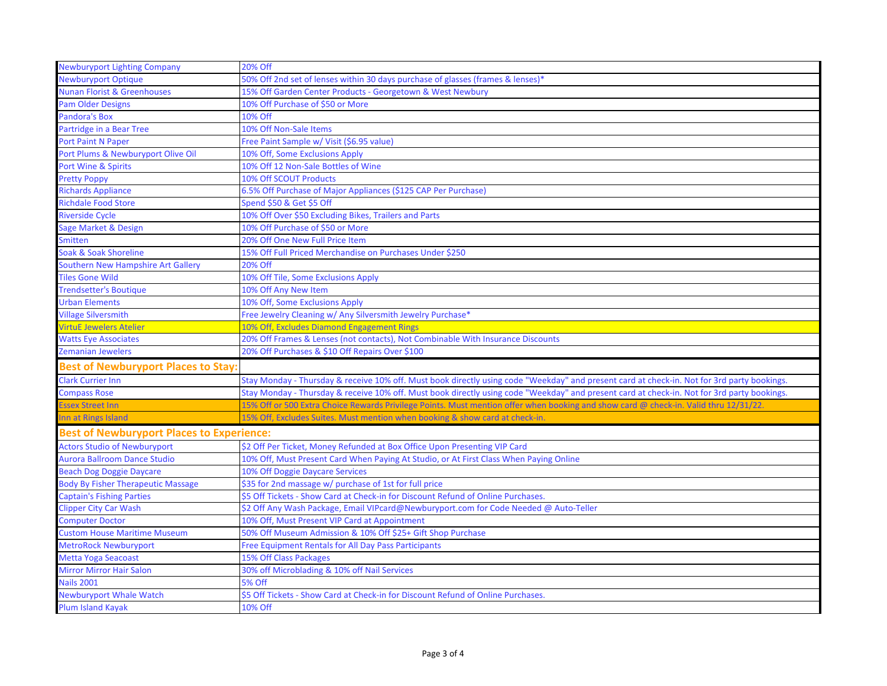| | |
|---|---|
| Newburyport Lighting Company | 20% Off |
| Newburyport Optique | 50% Off 2nd set of lenses within 30 days purchase of glasses (frames & lenses)* |
| Nunan Florist & Greenhouses | 15% Off Garden Center Products - Georgetown & West Newbury |
| Pam Older Designs | 10% Off Purchase of $50 or More |
| Pandora's Box | 10% Off |
| Partridge in a Bear Tree | 10% Off Non-Sale Items |
| Port Paint N Paper | Free Paint Sample w/ Visit ($6.95 value) |
| Port Plums & Newburyport Olive Oil | 10% Off, Some Exclusions Apply |
| Port Wine & Spirits | 10% Off 12 Non-Sale Bottles of Wine |
| Pretty Poppy | 10% Off SCOUT Products |
| Richards Appliance | 6.5% Off Purchase of Major Appliances ($125 CAP Per Purchase) |
| Richdale Food Store | Spend $50 & Get $5 Off |
| Riverside Cycle | 10% Off Over $50 Excluding Bikes, Trailers and Parts |
| Sage Market & Design | 10% Off Purchase of $50 or More |
| Smitten | 20% Off One New Full Price Item |
| Soak & Soak Shoreline | 15% Off Full Priced Merchandise on Purchases Under $250 |
| Southern New Hampshire Art Gallery | 20% Off |
| Tiles Gone Wild | 10% Off Tile, Some Exclusions Apply |
| Trendsetter's Boutique | 10% Off Any New Item |
| Urban Elements | 10% Off, Some Exclusions Apply |
| Village Silversmith | Free Jewelry Cleaning w/ Any Silversmith Jewelry Purchase* |
| VirtuE Jewelers Atelier | 10% Off, Excludes Diamond Engagement Rings |
| Watts Eye Associates | 20% Off Frames & Lenses (not contacts), Not Combinable With Insurance Discounts |
| Zemanian Jewelers | 20% Off Purchases & $10 Off Repairs Over $100 |
| **Best of Newburyport Places to Stay:** | |
| Clark Currier Inn | Stay Monday - Thursday & receive 10% off. Must book directly using code "Weekday" and present card at check-in. Not for 3rd party bookings. |
| Compass Rose | Stay Monday - Thursday & receive 10% off. Must book directly using code "Weekday" and present card at check-in. Not for 3rd party bookings. |
| Essex Street Inn | 15% Off or 500 Extra Choice Rewards Privilege Points. Must mention offer when booking and show card @ check-in. Valid thru 12/31/22. |
| Inn at Rings Island | 15% Off, Excludes Suites. Must mention when booking & show card at check-in. |
| **Best of Newburyport Places to Experience:** | |
| Actors Studio of Newburyport | $2 Off Per Ticket, Money Refunded at Box Office Upon Presenting VIP Card |
| Aurora Ballroom Dance Studio | 10% Off, Must Present Card When Paying At Studio, or At First Class When Paying Online |
| Beach Dog Doggie Daycare | 10% Off Doggie Daycare Services |
| Body By Fisher Therapeutic Massage | $35 for 2nd massage w/ purchase of 1st for full price |
| Captain's Fishing Parties | $5 Off Tickets - Show Card at Check-in for Discount Refund of Online Purchases. |
| Clipper City Car Wash | $2 Off Any Wash Package, Email VIPcard@Newburyport.com for Code Needed @ Auto-Teller |
| Computer Doctor | 10% Off, Must Present VIP Card at Appointment |
| Custom House Maritime Museum | 50% Off Museum Admission & 10% Off $25+ Gift Shop Purchase |
| MetroRock Newburyport | Free Equipment Rentals for All Day Pass Participants |
| Metta Yoga Seacoast | 15% Off Class Packages |
| Mirror Mirror Hair Salon | 30% off Microblading & 10% off Nail Services |
| Nails 2001 | 5% Off |
| Newburyport Whale Watch | $5 Off Tickets - Show Card at Check-in for Discount Refund of Online Purchases. |
| Plum Island Kayak | 10% Off |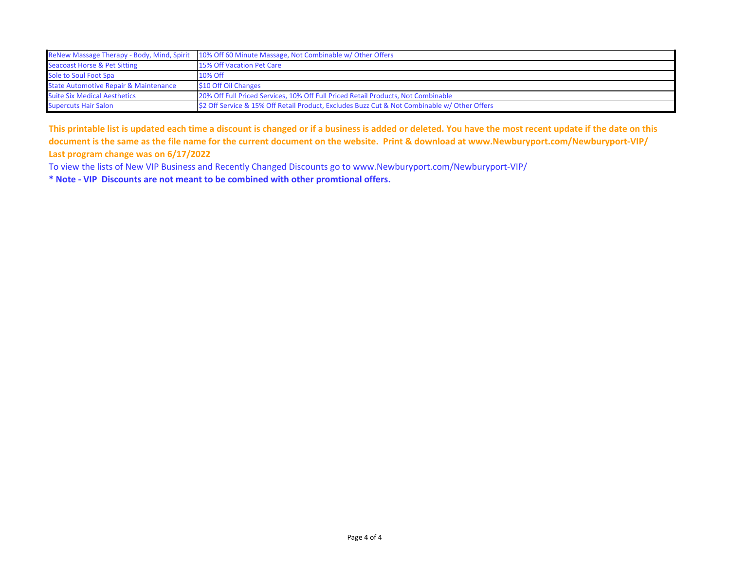| | |
|---|---|
| ReNew Massage Therapy - Body, Mind, Spirit | 10% Off 60 Minute Massage, Not Combinable w/ Other Offers |
| Seacoast Horse & Pet Sitting | 15% Off Vacation Pet Care |
| Sole to Soul Foot Spa | 10% Off |
| State Automotive Repair & Maintenance | $10 Off Oil Changes |
| Suite Six Medical Aesthetics | 20% Off Full Priced Services, 10% Off Full Priced Retail Products, Not Combinable |
| Supercuts Hair Salon | $2 Off Service & 15% Off Retail Product, Excludes Buzz Cut & Not Combinable w/ Other Offers |

**This printable list is updated each time a discount is changed or if a business is added or deleted. You have the most recent update if the date on this document is the same as the file name for the current document on the website. Print & download at www.Newburyport.com/Newburyport-VIP/**
**Last program change was on 6/17/2022**

To view the lists of New VIP Business and Recently Changed Discounts go to www.Newburyport.com/Newburyport-VIP/

**\* Note - VIP Discounts are not meant to be combined with other promtional offers.**